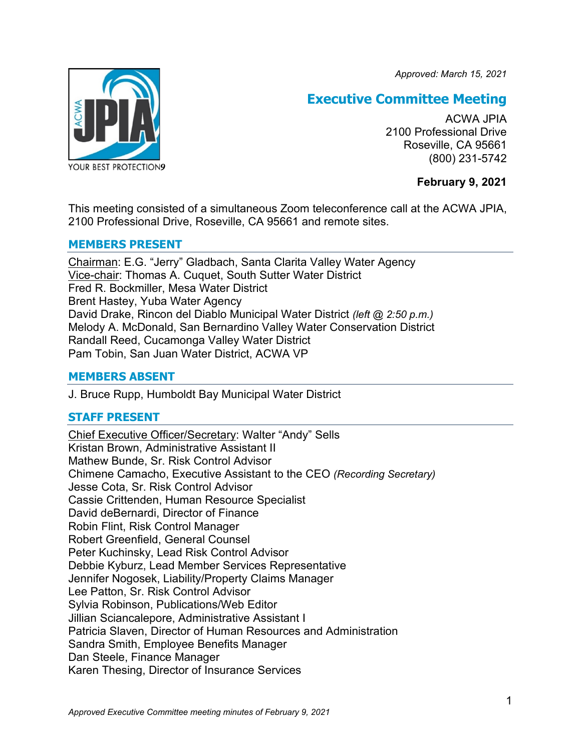*Approved: March 15, 2021*

# Executive Committee Meeting

ACWA JPIA
2100 Professional Drive
Roseville, CA 95661
(800) 231-5742

**February 9, 2021**

This meeting consisted of a simultaneous Zoom teleconference call at the ACWA JPIA, 2100 Professional Drive, Roseville, CA 95661 and remote sites.

## MEMBERS PRESENT

Chairman: E.G. "Jerry" Gladbach, Santa Clarita Valley Water Agency
Vice-chair: Thomas A. Cuquet, South Sutter Water District
Fred R. Bockmiller, Mesa Water District
Brent Hastey, Yuba Water Agency
David Drake, Rincon del Diablo Municipal Water District *(left @ 2:50 p.m.)*
Melody A. McDonald, San Bernardino Valley Water Conservation District
Randall Reed, Cucamonga Valley Water District
Pam Tobin, San Juan Water District, ACWA VP

## MEMBERS ABSENT

J. Bruce Rupp, Humboldt Bay Municipal Water District

## STAFF PRESENT

Chief Executive Officer/Secretary: Walter "Andy" Sells
Kristan Brown, Administrative Assistant II
Mathew Bunde, Sr. Risk Control Advisor
Chimene Camacho, Executive Assistant to the CEO *(Recording Secretary)*
Jesse Cota, Sr. Risk Control Advisor
Cassie Crittenden, Human Resource Specialist
David deBernardi, Director of Finance
Robin Flint, Risk Control Manager
Robert Greenfield, General Counsel
Peter Kuchinsky, Lead Risk Control Advisor
Debbie Kyburz, Lead Member Services Representative
Jennifer Nogosek, Liability/Property Claims Manager
Lee Patton, Sr. Risk Control Advisor
Sylvia Robinson, Publications/Web Editor
Jillian Sciancalepore, Administrative Assistant I
Patricia Slaven, Director of Human Resources and Administration
Sandra Smith, Employee Benefits Manager
Dan Steele, Finance Manager
Karen Thesing, Director of Insurance Services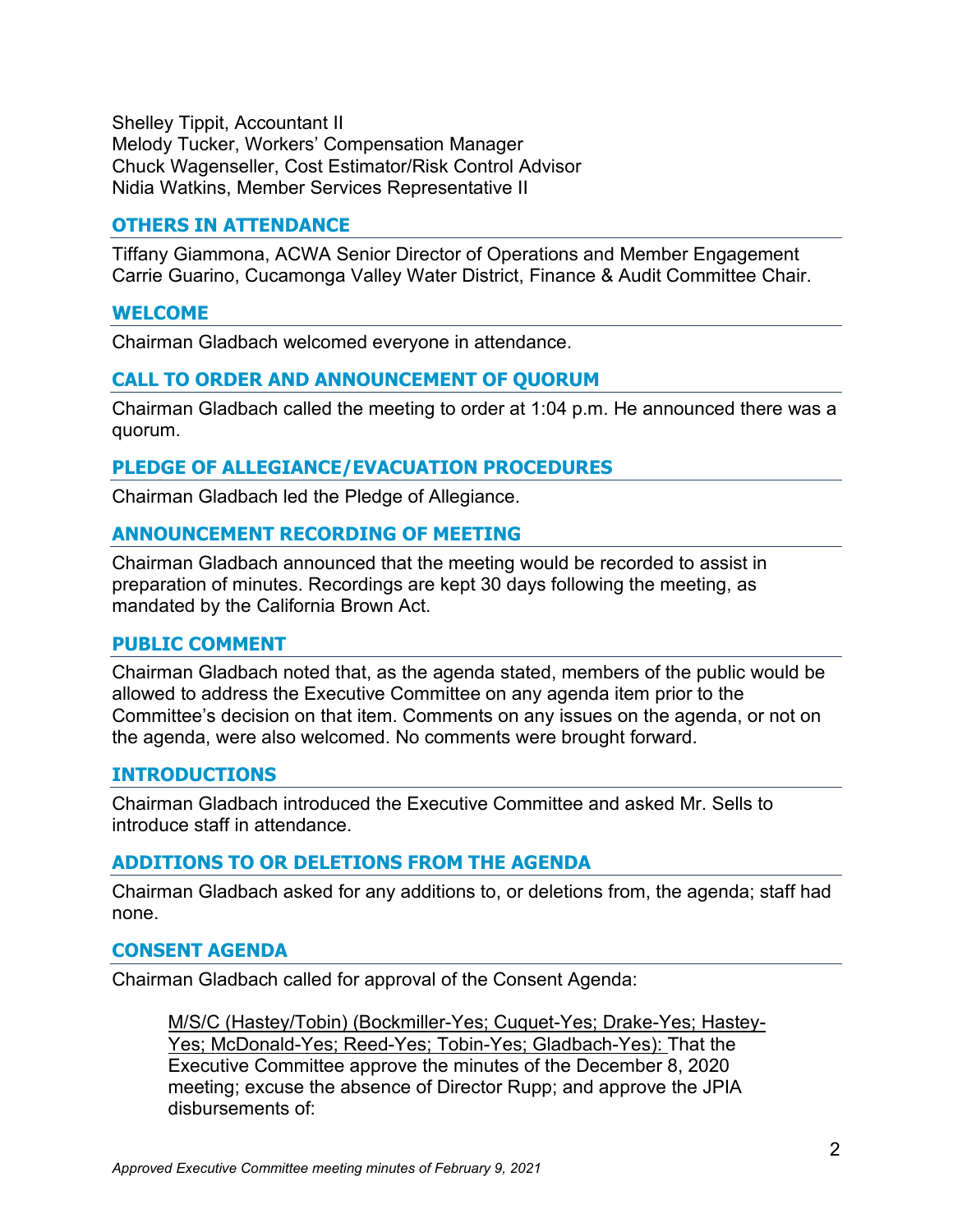Shelley Tippit, Accountant II
Melody Tucker, Workers' Compensation Manager
Chuck Wagenseller, Cost Estimator/Risk Control Advisor
Nidia Watkins, Member Services Representative II

## OTHERS IN ATTENDANCE

Tiffany Giammona, ACWA Senior Director of Operations and Member Engagement
Carrie Guarino, Cucamonga Valley Water District, Finance & Audit Committee Chair.

## WELCOME

Chairman Gladbach welcomed everyone in attendance.

## CALL TO ORDER AND ANNOUNCEMENT OF QUORUM

Chairman Gladbach called the meeting to order at 1:04 p.m. He announced there was a quorum.

## PLEDGE OF ALLEGIANCE/EVACUATION PROCEDURES

Chairman Gladbach led the Pledge of Allegiance.

## ANNOUNCEMENT RECORDING OF MEETING

Chairman Gladbach announced that the meeting would be recorded to assist in preparation of minutes. Recordings are kept 30 days following the meeting, as mandated by the California Brown Act.

## PUBLIC COMMENT

Chairman Gladbach noted that, as the agenda stated, members of the public would be allowed to address the Executive Committee on any agenda item prior to the Committee's decision on that item. Comments on any issues on the agenda, or not on the agenda, were also welcomed. No comments were brought forward.

## INTRODUCTIONS

Chairman Gladbach introduced the Executive Committee and asked Mr. Sells to introduce staff in attendance.

## ADDITIONS TO OR DELETIONS FROM THE AGENDA

Chairman Gladbach asked for any additions to, or deletions from, the agenda; staff had none.

## CONSENT AGENDA

Chairman Gladbach called for approval of the Consent Agenda:

> M/S/C (Hastey/Tobin) (Bockmiller-Yes; Cuquet-Yes; Drake-Yes; Hastey-Yes; McDonald-Yes; Reed-Yes; Tobin-Yes; Gladbach-Yes): That the Executive Committee approve the minutes of the December 8, 2020 meeting; excuse the absence of Director Rupp; and approve the JPIA disbursements of: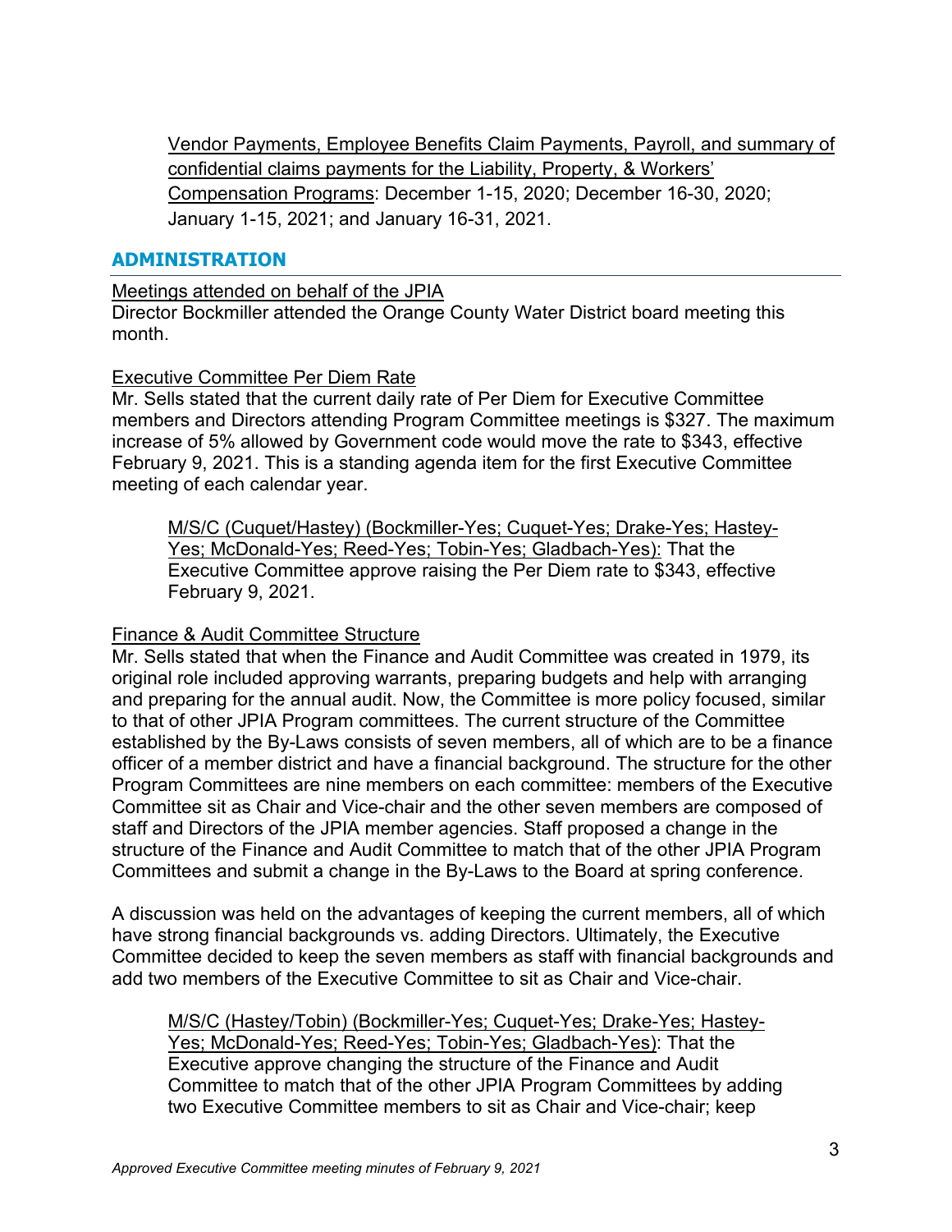Vendor Payments, Employee Benefits Claim Payments, Payroll, and summary of confidential claims payments for the Liability, Property, & Workers' Compensation Programs: December 1-15, 2020; December 16-30, 2020; January 1-15, 2021; and January 16-31, 2021.

## ADMINISTRATION

Meetings attended on behalf of the JPIA
Director Bockmiller attended the Orange County Water District board meeting this month.

Executive Committee Per Diem Rate
Mr. Sells stated that the current daily rate of Per Diem for Executive Committee members and Directors attending Program Committee meetings is $327. The maximum increase of 5% allowed by Government code would move the rate to $343, effective February 9, 2021. This is a standing agenda item for the first Executive Committee meeting of each calendar year.

> M/S/C (Cuquet/Hastey) (Bockmiller-Yes; Cuquet-Yes; Drake-Yes; Hastey-Yes; McDonald-Yes; Reed-Yes; Tobin-Yes; Gladbach-Yes): That the Executive Committee approve raising the Per Diem rate to $343, effective February 9, 2021.

Finance & Audit Committee Structure
Mr. Sells stated that when the Finance and Audit Committee was created in 1979, its original role included approving warrants, preparing budgets and help with arranging and preparing for the annual audit. Now, the Committee is more policy focused, similar to that of other JPIA Program committees. The current structure of the Committee established by the By-Laws consists of seven members, all of which are to be a finance officer of a member district and have a financial background. The structure for the other Program Committees are nine members on each committee: members of the Executive Committee sit as Chair and Vice-chair and the other seven members are composed of staff and Directors of the JPIA member agencies. Staff proposed a change in the structure of the Finance and Audit Committee to match that of the other JPIA Program Committees and submit a change in the By-Laws to the Board at spring conference.

A discussion was held on the advantages of keeping the current members, all of which have strong financial backgrounds vs. adding Directors. Ultimately, the Executive Committee decided to keep the seven members as staff with financial backgrounds and add two members of the Executive Committee to sit as Chair and Vice-chair.

> M/S/C (Hastey/Tobin) (Bockmiller-Yes; Cuquet-Yes; Drake-Yes; Hastey-Yes; McDonald-Yes; Reed-Yes; Tobin-Yes; Gladbach-Yes): That the Executive approve changing the structure of the Finance and Audit Committee to match that of the other JPIA Program Committees by adding two Executive Committee members to sit as Chair and Vice-chair; keep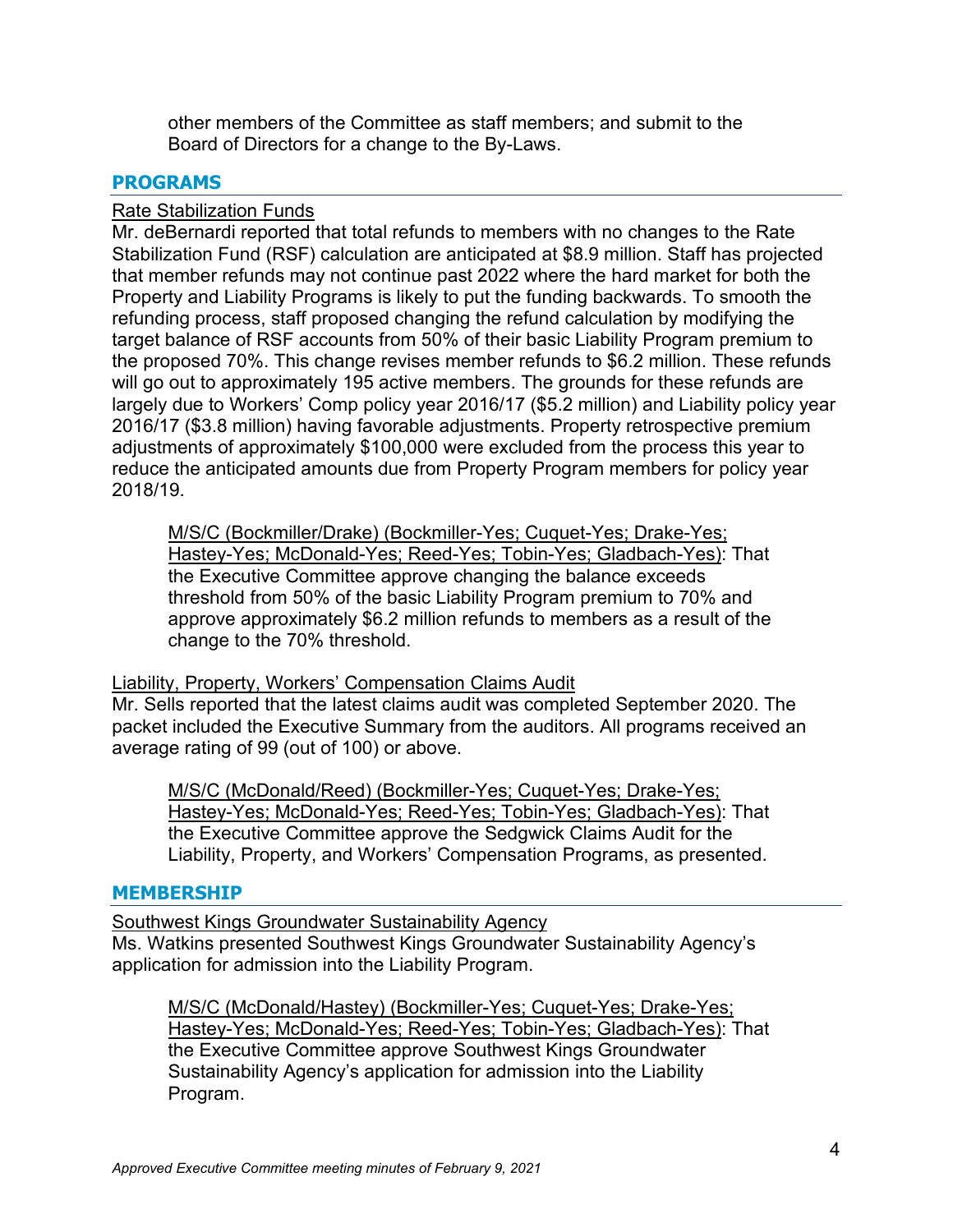other members of the Committee as staff members; and submit to the Board of Directors for a change to the By-Laws.

## PROGRAMS

Rate Stabilization Funds

Mr. deBernardi reported that total refunds to members with no changes to the Rate Stabilization Fund (RSF) calculation are anticipated at $8.9 million. Staff has projected that member refunds may not continue past 2022 where the hard market for both the Property and Liability Programs is likely to put the funding backwards. To smooth the refunding process, staff proposed changing the refund calculation by modifying the target balance of RSF accounts from 50% of their basic Liability Program premium to the proposed 70%. This change revises member refunds to $6.2 million. These refunds will go out to approximately 195 active members. The grounds for these refunds are largely due to Workers' Comp policy year 2016/17 ($5.2 million) and Liability policy year 2016/17 ($3.8 million) having favorable adjustments. Property retrospective premium adjustments of approximately $100,000 were excluded from the process this year to reduce the anticipated amounts due from Property Program members for policy year 2018/19.

> M/S/C (Bockmiller/Drake) (Bockmiller-Yes; Cuquet-Yes; Drake-Yes; Hastey-Yes; McDonald-Yes; Reed-Yes; Tobin-Yes; Gladbach-Yes): That the Executive Committee approve changing the balance exceeds threshold from 50% of the basic Liability Program premium to 70% and approve approximately $6.2 million refunds to members as a result of the change to the 70% threshold.

Liability, Property, Workers' Compensation Claims Audit

Mr. Sells reported that the latest claims audit was completed September 2020. The packet included the Executive Summary from the auditors. All programs received an average rating of 99 (out of 100) or above.

> M/S/C (McDonald/Reed) (Bockmiller-Yes; Cuquet-Yes; Drake-Yes; Hastey-Yes; McDonald-Yes; Reed-Yes; Tobin-Yes; Gladbach-Yes): That the Executive Committee approve the Sedgwick Claims Audit for the Liability, Property, and Workers' Compensation Programs, as presented.

## MEMBERSHIP

Southwest Kings Groundwater Sustainability Agency

Ms. Watkins presented Southwest Kings Groundwater Sustainability Agency's application for admission into the Liability Program.

> M/S/C (McDonald/Hastey) (Bockmiller-Yes; Cuquet-Yes; Drake-Yes; Hastey-Yes; McDonald-Yes; Reed-Yes; Tobin-Yes; Gladbach-Yes): That the Executive Committee approve Southwest Kings Groundwater Sustainability Agency's application for admission into the Liability Program.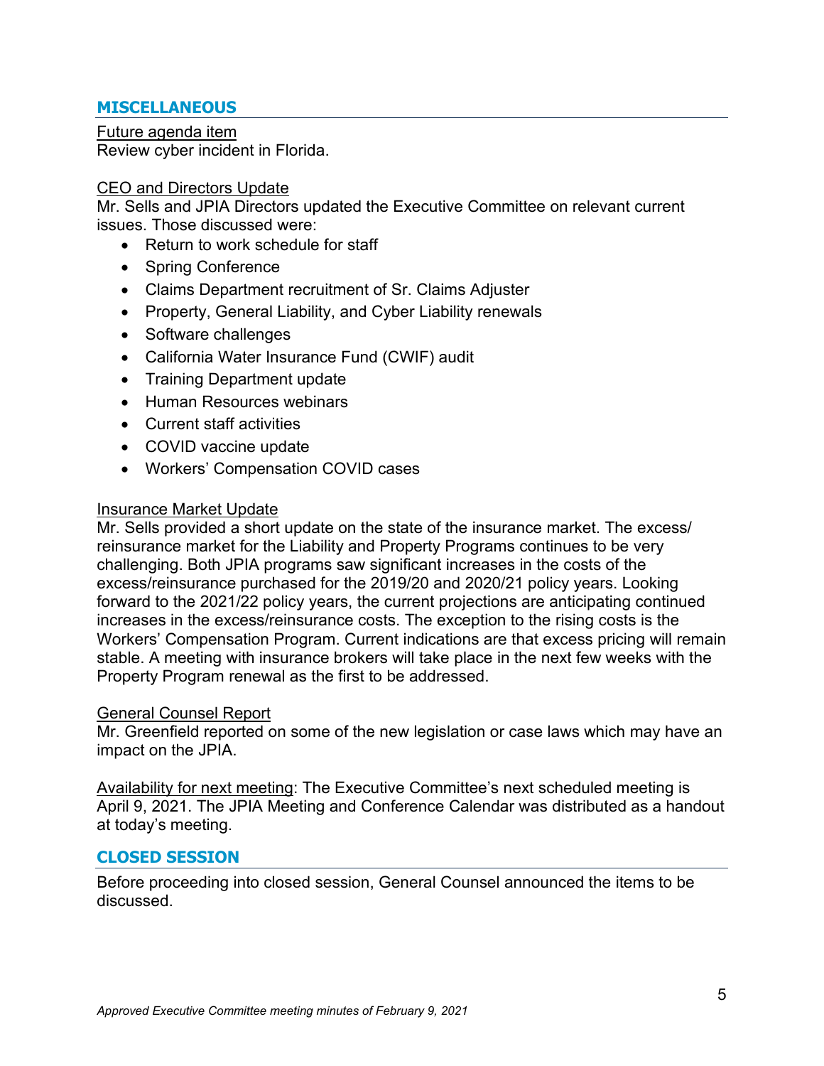## MISCELLANEOUS

Future agenda item
Review cyber incident in Florida.

CEO and Directors Update
Mr. Sells and JPIA Directors updated the Executive Committee on relevant current issues. Those discussed were:

- Return to work schedule for staff
- Spring Conference
- Claims Department recruitment of Sr. Claims Adjuster
- Property, General Liability, and Cyber Liability renewals
- Software challenges
- California Water Insurance Fund (CWIF) audit
- Training Department update
- Human Resources webinars
- Current staff activities
- COVID vaccine update
- Workers' Compensation COVID cases

Insurance Market Update
Mr. Sells provided a short update on the state of the insurance market. The excess/ reinsurance market for the Liability and Property Programs continues to be very challenging. Both JPIA programs saw significant increases in the costs of the excess/reinsurance purchased for the 2019/20 and 2020/21 policy years. Looking forward to the 2021/22 policy years, the current projections are anticipating continued increases in the excess/reinsurance costs. The exception to the rising costs is the Workers' Compensation Program. Current indications are that excess pricing will remain stable. A meeting with insurance brokers will take place in the next few weeks with the Property Program renewal as the first to be addressed.

General Counsel Report
Mr. Greenfield reported on some of the new legislation or case laws which may have an impact on the JPIA.

Availability for next meeting: The Executive Committee's next scheduled meeting is April 9, 2021. The JPIA Meeting and Conference Calendar was distributed as a handout at today's meeting.

## CLOSED SESSION

Before proceeding into closed session, General Counsel announced the items to be discussed.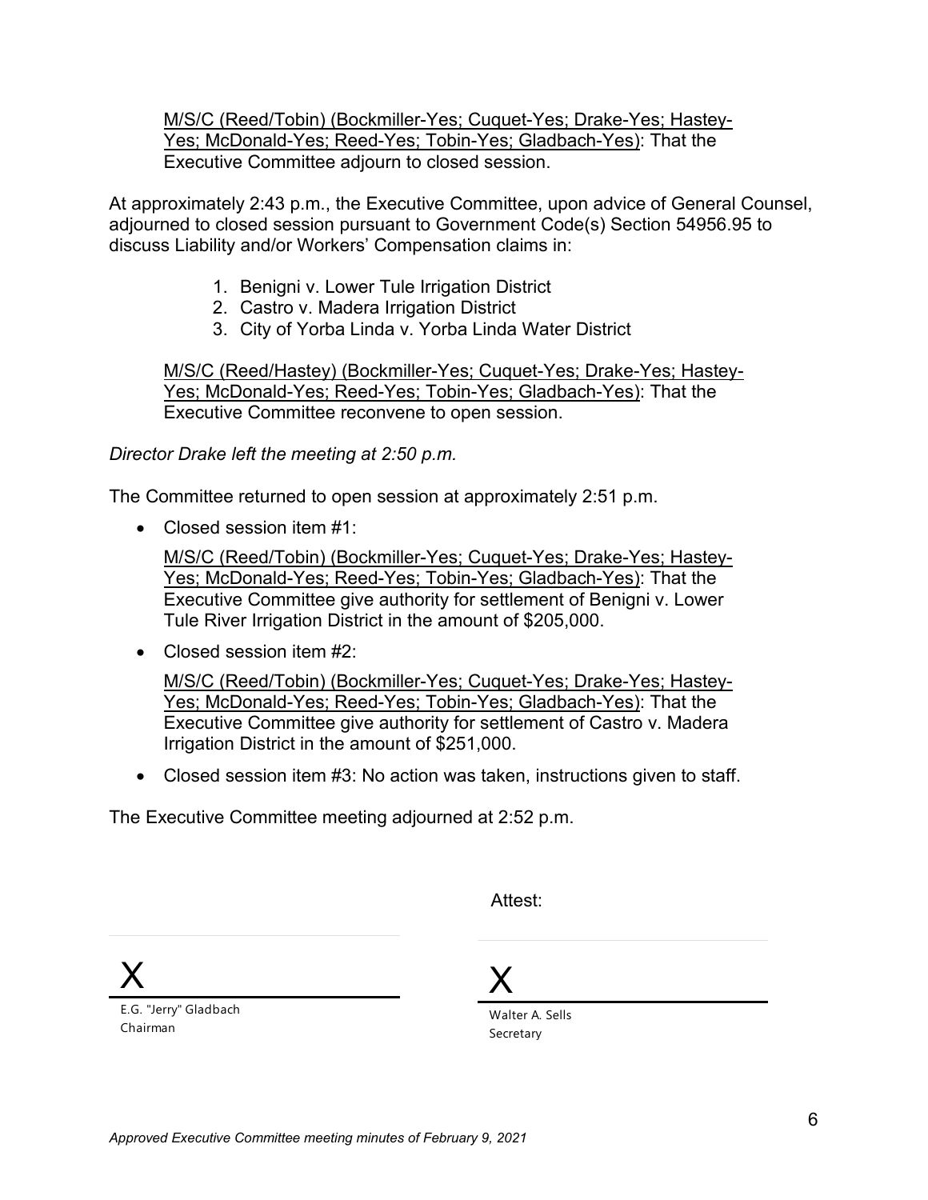M/S/C (Reed/Tobin) (Bockmiller-Yes; Cuquet-Yes; Drake-Yes; Hastey-Yes; McDonald-Yes; Reed-Yes; Tobin-Yes; Gladbach-Yes): That the Executive Committee adjourn to closed session.

At approximately 2:43 p.m., the Executive Committee, upon advice of General Counsel, adjourned to closed session pursuant to Government Code(s) Section 54956.95 to discuss Liability and/or Workers' Compensation claims in:

1. Benigni v. Lower Tule Irrigation District
2. Castro v. Madera Irrigation District
3. City of Yorba Linda v. Yorba Linda Water District

M/S/C (Reed/Hastey) (Bockmiller-Yes; Cuquet-Yes; Drake-Yes; Hastey-Yes; McDonald-Yes; Reed-Yes; Tobin-Yes; Gladbach-Yes): That the Executive Committee reconvene to open session.

*Director Drake left the meeting at 2:50 p.m.*

The Committee returned to open session at approximately 2:51 p.m.

- Closed session item #1:

  M/S/C (Reed/Tobin) (Bockmiller-Yes; Cuquet-Yes; Drake-Yes; Hastey-Yes; McDonald-Yes; Reed-Yes; Tobin-Yes; Gladbach-Yes): That the Executive Committee give authority for settlement of Benigni v. Lower Tule River Irrigation District in the amount of $205,000.

- Closed session item #2:

  M/S/C (Reed/Tobin) (Bockmiller-Yes; Cuquet-Yes; Drake-Yes; Hastey-Yes; McDonald-Yes; Reed-Yes; Tobin-Yes; Gladbach-Yes): That the Executive Committee give authority for settlement of Castro v. Madera Irrigation District in the amount of $251,000.

- Closed session item #3: No action was taken, instructions given to staff.

The Executive Committee meeting adjourned at 2:52 p.m.

Attest:

X

E.G. "Jerry" Gladbach
Chairman

X

Walter A. Sells
Secretary

*Approved Executive Committee meeting minutes of February 9, 2021*